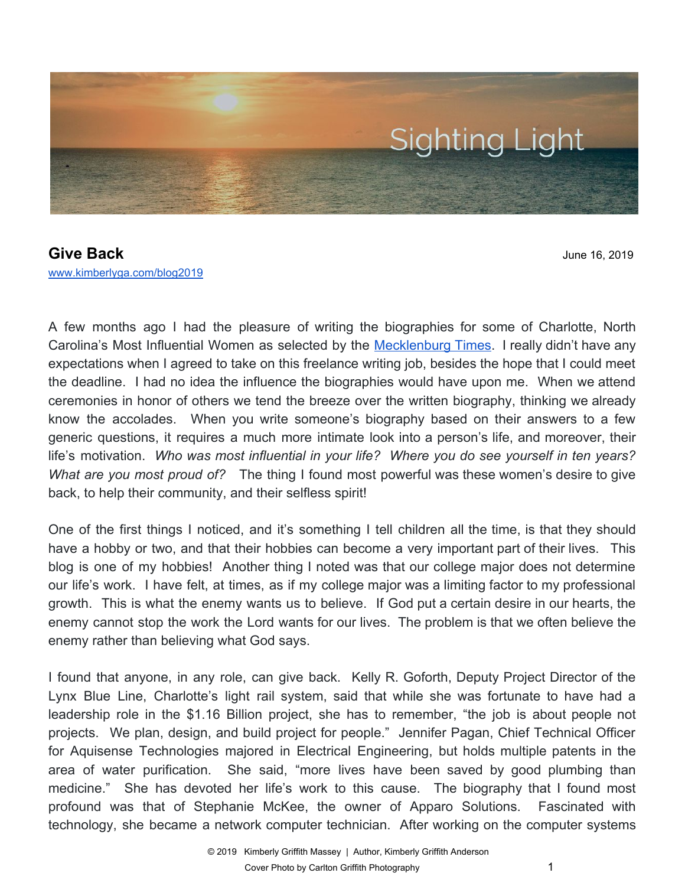# Sighting Light

## Give Back

June 16, 2019

[www.kimberlyga.com/blog2019](www.kimberlyga.com/blog2019)

A few months ago I had the pleasure of writing the biographies for some of Charlotte, North Carolina's Most Influential Women as selected by the [Mecklenburg Times](). I really didn't have any expectations when I agreed to take on this freelance writing job, besides the hope that I could meet the deadline. I had no idea the influence the biographies would have upon me. When we attend ceremonies in honor of others we tend the breeze over the written biography, thinking we already know the accolades. When you write someone's biography based on their answers to a few generic questions, it requires a much more intimate look into a person's life, and moreover, their life's motivation. *Who was most influential in your life? Where you do see yourself in ten years? What are you most proud of?* The thing I found most powerful was these women's desire to give back, to help their community, and their selfless spirit!

One of the first things I noticed, and it's something I tell children all the time, is that they should have a hobby or two, and that their hobbies can become a very important part of their lives. This blog is one of my hobbies! Another thing I noted was that our college major does not determine our life's work. I have felt, at times, as if my college major was a limiting factor to my professional growth. This is what the enemy wants us to believe. If God put a certain desire in our hearts, the enemy cannot stop the work the Lord wants for our lives. The problem is that we often believe the enemy rather than believing what God says.

I found that anyone, in any role, can give back. Kelly R. Goforth, Deputy Project Director of the Lynx Blue Line, Charlotte's light rail system, said that while she was fortunate to have had a leadership role in the $1.16 Billion project, she has to remember, "the job is about people not projects. We plan, design, and build project for people." Jennifer Pagan, Chief Technical Officer for Aquisense Technologies majored in Electrical Engineering, but holds multiple patents in the area of water purification. She said, "more lives have been saved by good plumbing than medicine." She has devoted her life's work to this cause. The biography that I found most profound was that of Stephanie McKee, the owner of Apparo Solutions. Fascinated with technology, she became a network computer technician. After working on the computer systems

© 2019 Kimberly Griffith Massey | Author, Kimberly Griffith Anderson

Cover Photo by Carlton Griffith Photography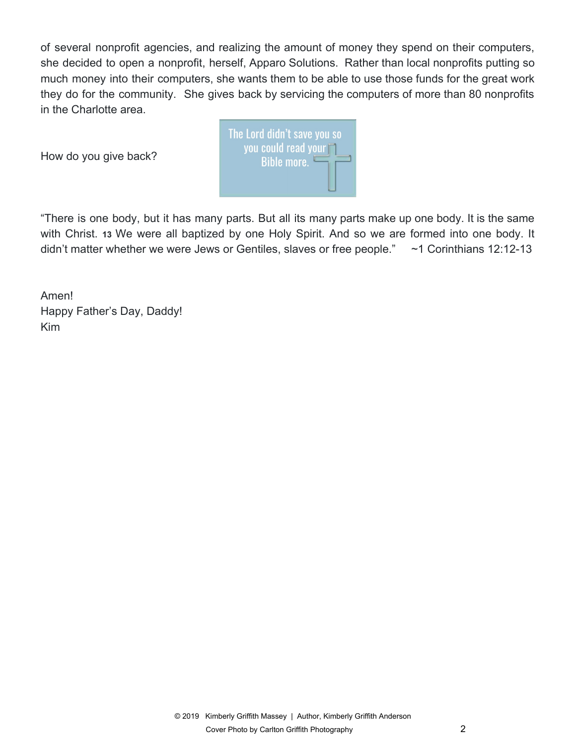of several nonprofit agencies, and realizing the amount of money they spend on their computers, she decided to open a nonprofit, herself, Apparo Solutions. Rather than local nonprofits putting so much money into their computers, she wants them to be able to use those funds for the great work they do for the community. She gives back by servicing the computers of more than 80 nonprofits in the Charlotte area.

How do you give back?

The Lord didn't save you so you could read your Bible more.

"There is one body, but it has many parts. But all its many parts make up one body. It is the same with Christ. **13** We were all baptized by one Holy Spirit. And so we are formed into one body. It didn't matter whether we were Jews or Gentiles, slaves or free people." ~1 Corinthians 12:12-13

Amen!
Happy Father's Day, Daddy!
Kim

© 2019 Kimberly Griffith Massey | Author, Kimberly Griffith Anderson
Cover Photo by Carlton Griffith Photography